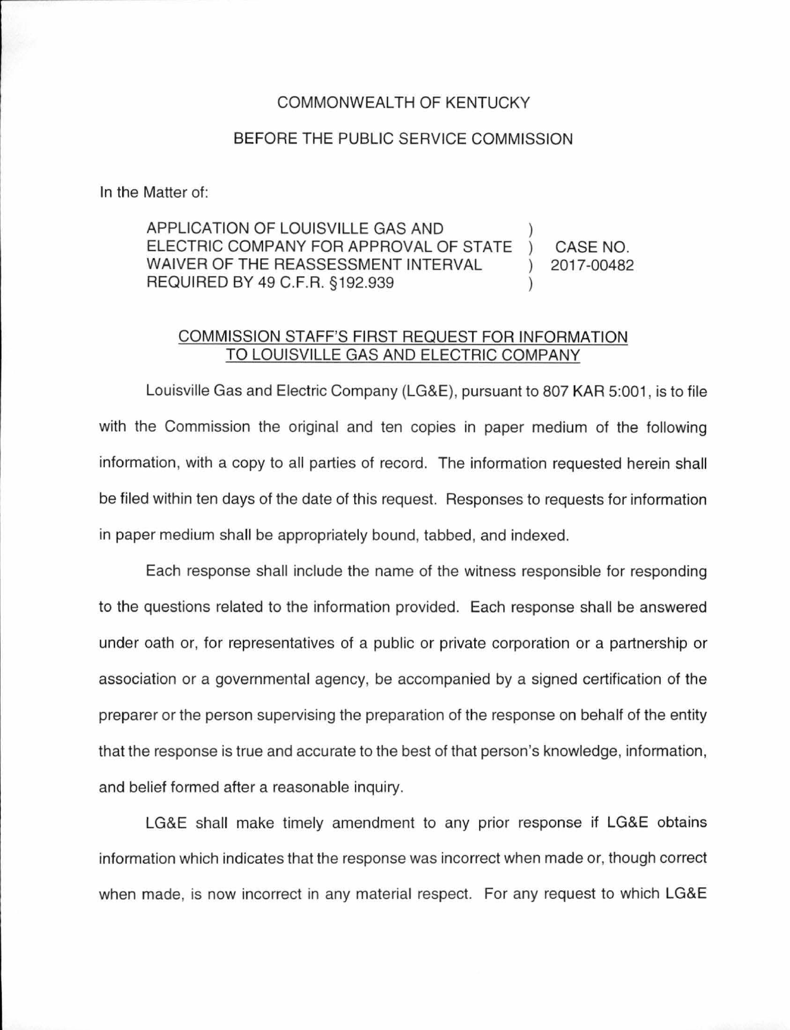COMMONWEALTH OF KENTUCKY

BEFORE THE PUBLIC SERVICE COMMISSION

In the Matter of:

| | | |
|---|---|---|
| APPLICATION OF LOUISVILLE GAS AND ELECTRIC COMPANY FOR APPROVAL OF STATE WAIVER OF THE REASSESSMENT INTERVAL REQUIRED BY 49 C.F.R. §192.939 | ) ) ) ) | CASE NO. 2017-00482 |

COMMISSION STAFF'S FIRST REQUEST FOR INFORMATION TO LOUISVILLE GAS AND ELECTRIC COMPANY

Louisville Gas and Electric Company (LG&E), pursuant to 807 KAR 5:001, is to file with the Commission the original and ten copies in paper medium of the following information, with a copy to all parties of record. The information requested herein shall be filed within ten days of the date of this request. Responses to requests for information in paper medium shall be appropriately bound, tabbed, and indexed.

Each response shall include the name of the witness responsible for responding to the questions related to the information provided. Each response shall be answered under oath or, for representatives of a public or private corporation or a partnership or association or a governmental agency, be accompanied by a signed certification of the preparer or the person supervising the preparation of the response on behalf of the entity that the response is true and accurate to the best of that person's knowledge, information, and belief formed after a reasonable inquiry.

LG&E shall make timely amendment to any prior response if LG&E obtains information which indicates that the response was incorrect when made or, though correct when made, is now incorrect in any material respect. For any request to which LG&E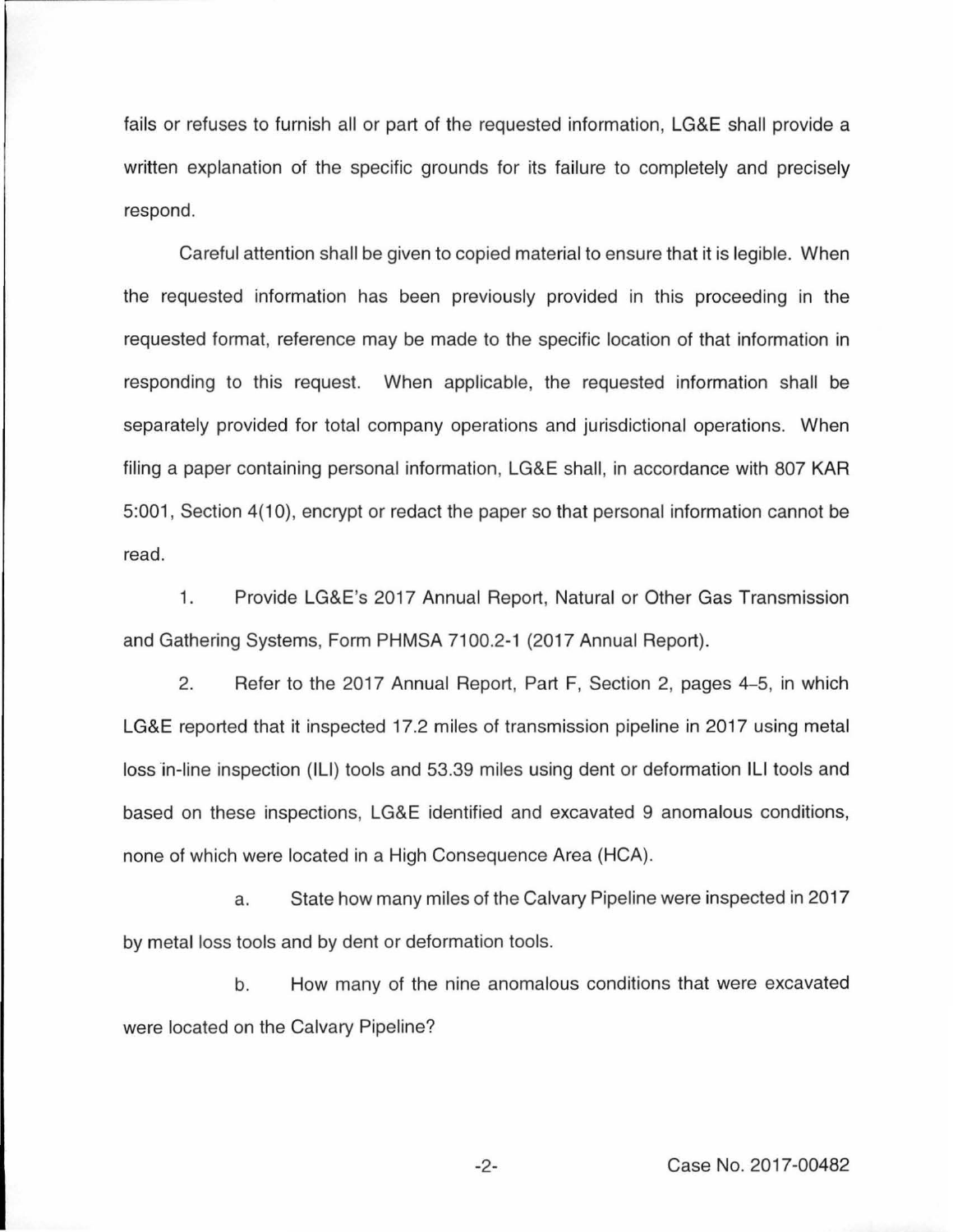fails or refuses to furnish all or part of the requested information, LG&E shall provide a written explanation of the specific grounds for its failure to completely and precisely respond.

Careful attention shall be given to copied material to ensure that it is legible. When the requested information has been previously provided in this proceeding in the requested format, reference may be made to the specific location of that information in responding to this request. When applicable, the requested information shall be separately provided for total company operations and jurisdictional operations. When filing a paper containing personal information, LG&E shall, in accordance with 807 KAR 5:001, Section 4(10), encrypt or redact the paper so that personal information cannot be read.

1. Provide LG&E's 2017 Annual Report, Natural or Other Gas Transmission and Gathering Systems, Form PHMSA 7100.2-1 (2017 Annual Report).

2. Refer to the 2017 Annual Report, Part F, Section 2, pages 4–5, in which LG&E reported that it inspected 17.2 miles of transmission pipeline in 2017 using metal loss in-line inspection (ILI) tools and 53.39 miles using dent or deformation ILI tools and based on these inspections, LG&E identified and excavated 9 anomalous conditions, none of which were located in a High Consequence Area (HCA).

   a. State how many miles of the Calvary Pipeline were inspected in 2017 by metal loss tools and by dent or deformation tools.

   b. How many of the nine anomalous conditions that were excavated were located on the Calvary Pipeline?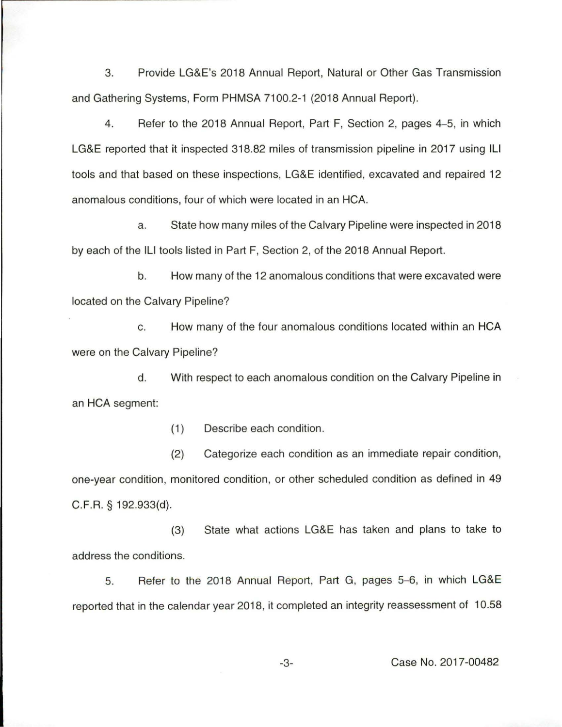3. Provide LG&E's 2018 Annual Report, Natural or Other Gas Transmission and Gathering Systems, Form PHMSA 7100.2-1 (2018 Annual Report).

4. Refer to the 2018 Annual Report, Part F, Section 2, pages 4–5, in which LG&E reported that it inspected 318.82 miles of transmission pipeline in 2017 using ILI tools and that based on these inspections, LG&E identified, excavated and repaired 12 anomalous conditions, four of which were located in an HCA.

a. State how many miles of the Calvary Pipeline were inspected in 2018 by each of the ILI tools listed in Part F, Section 2, of the 2018 Annual Report.

b. How many of the 12 anomalous conditions that were excavated were located on the Calvary Pipeline?

c. How many of the four anomalous conditions located within an HCA were on the Calvary Pipeline?

d. With respect to each anomalous condition on the Calvary Pipeline in an HCA segment:

(1) Describe each condition.

(2) Categorize each condition as an immediate repair condition, one-year condition, monitored condition, or other scheduled condition as defined in 49 C.F.R. § 192.933(d).

(3) State what actions LG&E has taken and plans to take to address the conditions.

5. Refer to the 2018 Annual Report, Part G, pages 5–6, in which LG&E reported that in the calendar year 2018, it completed an integrity reassessment of 10.58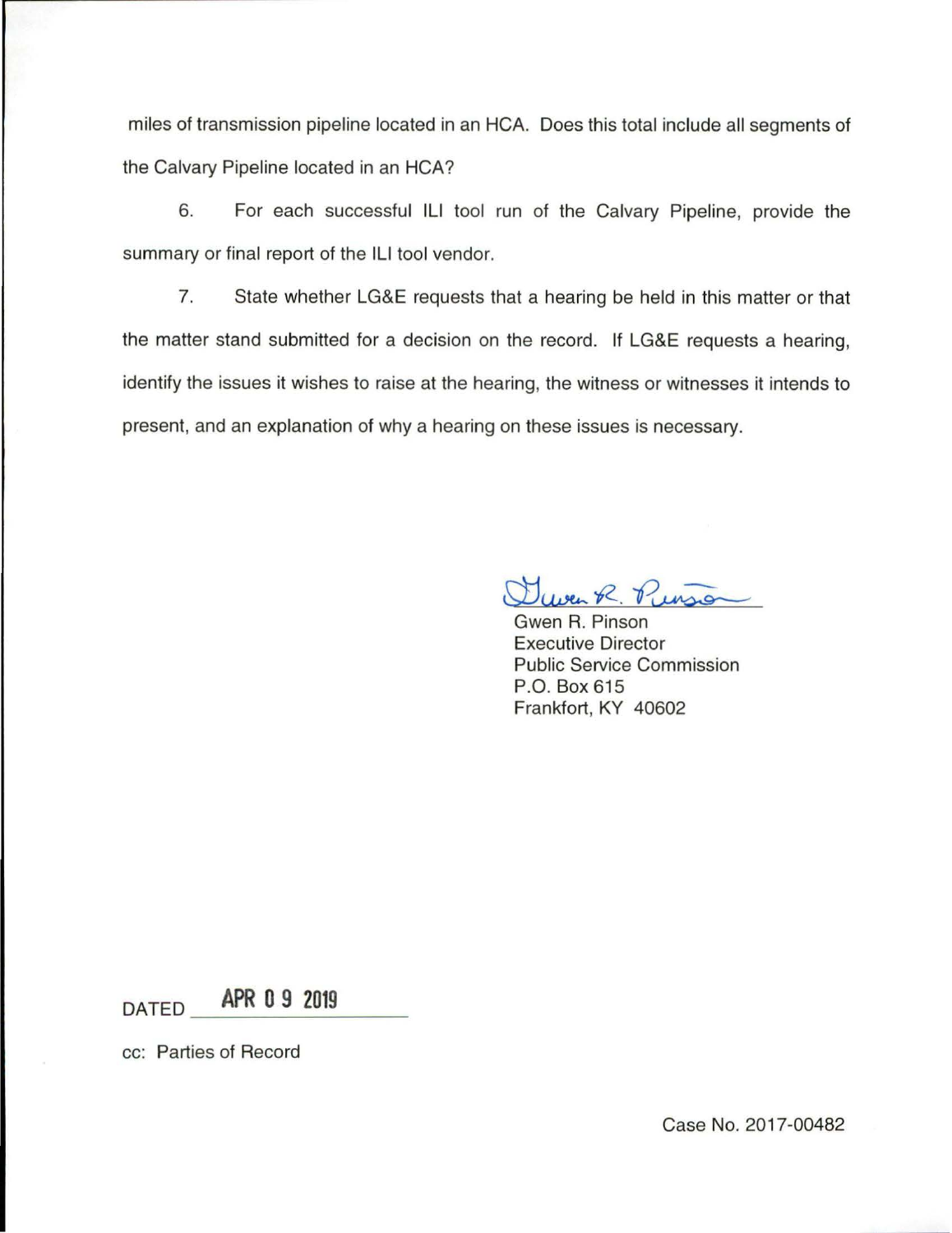miles of transmission pipeline located in an HCA. Does this total include all segments of the Calvary Pipeline located in an HCA?

6. For each successful ILI tool run of the Calvary Pipeline, provide the summary or final report of the ILI tool vendor.

7. State whether LG&E requests that a hearing be held in this matter or that the matter stand submitted for a decision on the record. If LG&E requests a hearing, identify the issues it wishes to raise at the hearing, the witness or witnesses it intends to present, and an explanation of why a hearing on these issues is necessary.

Gwen R. Pinson
Executive Director
Public Service Commission
P.O. Box 615
Frankfort, KY 40602

DATED APR 09 2019

cc: Parties of Record

Case No. 2017-00482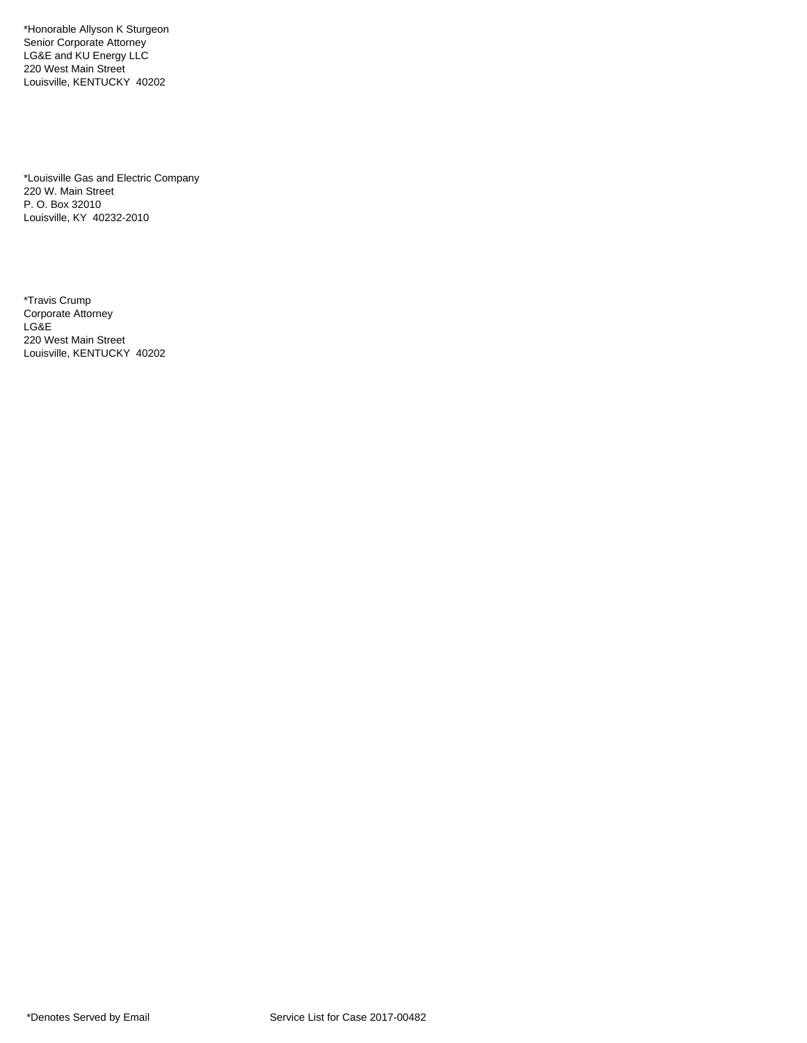*Honorable Allyson K Sturgeon
Senior Corporate Attorney
LG&E and KU Energy LLC
220 West Main Street
Louisville, KENTUCKY 40202

*Louisville Gas and Electric Company
220 W. Main Street
P. O. Box 32010
Louisville, KY 40232-2010

*Travis Crump
Corporate Attorney
LG&E
220 West Main Street
Louisville, KENTUCKY 40202